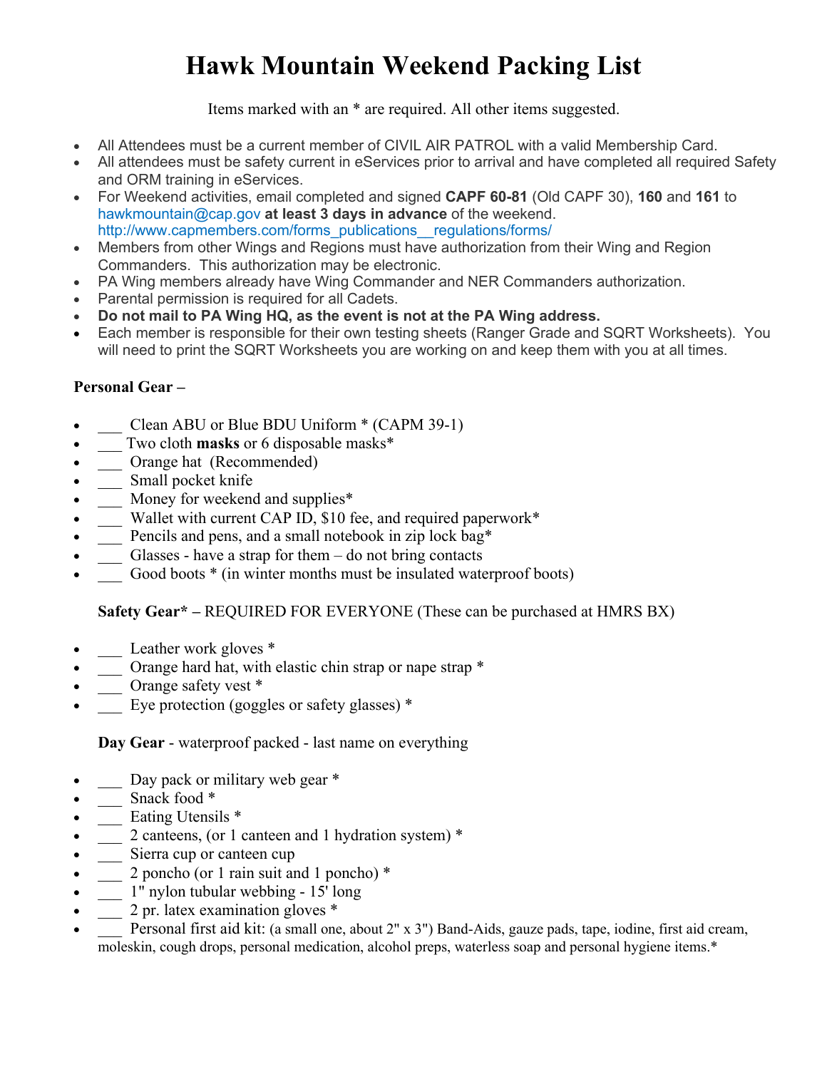# Hawk Mountain Weekend Packing List

Items marked with an * are required. All other items suggested.

- All Attendees must be a current member of CIVIL AIR PATROL with a valid Membership Card.
- All attendees must be safety current in eServices prior to arrival and have completed all required Safety and ORM training in eServices.
- For Weekend activities, email completed and signed **CAPF 60-81** (Old CAPF 30), **160** and **161** to hawkmountain@cap.gov **at least 3 days in advance** of the weekend. http://www.capmembers.com/forms_publications__regulations/forms/
- Members from other Wings and Regions must have authorization from their Wing and Region Commanders. This authorization may be electronic.
- PA Wing members already have Wing Commander and NER Commanders authorization.
- Parental permission is required for all Cadets.
- **Do not mail to PA Wing HQ, as the event is not at the PA Wing address.**
- Each member is responsible for their own testing sheets (Ranger Grade and SQRT Worksheets). You will need to print the SQRT Worksheets you are working on and keep them with you at all times.

**Personal Gear –**

- ___ Clean ABU or Blue BDU Uniform * (CAPM 39-1)
- ___ Two cloth **masks** or 6 disposable masks*
- ___ Orange hat (Recommended)
- ___ Small pocket knife
- ___ Money for weekend and supplies*
- ___ Wallet with current CAP ID, $10 fee, and required paperwork*
- ___ Pencils and pens, and a small notebook in zip lock bag*
- ___ Glasses - have a strap for them – do not bring contacts
- ___ Good boots * (in winter months must be insulated waterproof boots)

**Safety Gear* –** REQUIRED FOR EVERYONE (These can be purchased at HMRS BX)

- ___ Leather work gloves *
- ___ Orange hard hat, with elastic chin strap or nape strap *
- ___ Orange safety vest *
- ___ Eye protection (goggles or safety glasses) *

**Day Gear** - waterproof packed - last name on everything

- ___ Day pack or military web gear *
- ___ Snack food *
- ___ Eating Utensils *
- ___ 2 canteens, (or 1 canteen and 1 hydration system) *
- ___ Sierra cup or canteen cup
- ___ 2 poncho (or 1 rain suit and 1 poncho) *
- ___ 1" nylon tubular webbing - 15' long
- ___ 2 pr. latex examination gloves *
- ___ Personal first aid kit: (a small one, about 2" x 3") Band-Aids, gauze pads, tape, iodine, first aid cream, moleskin, cough drops, personal medication, alcohol preps, waterless soap and personal hygiene items.*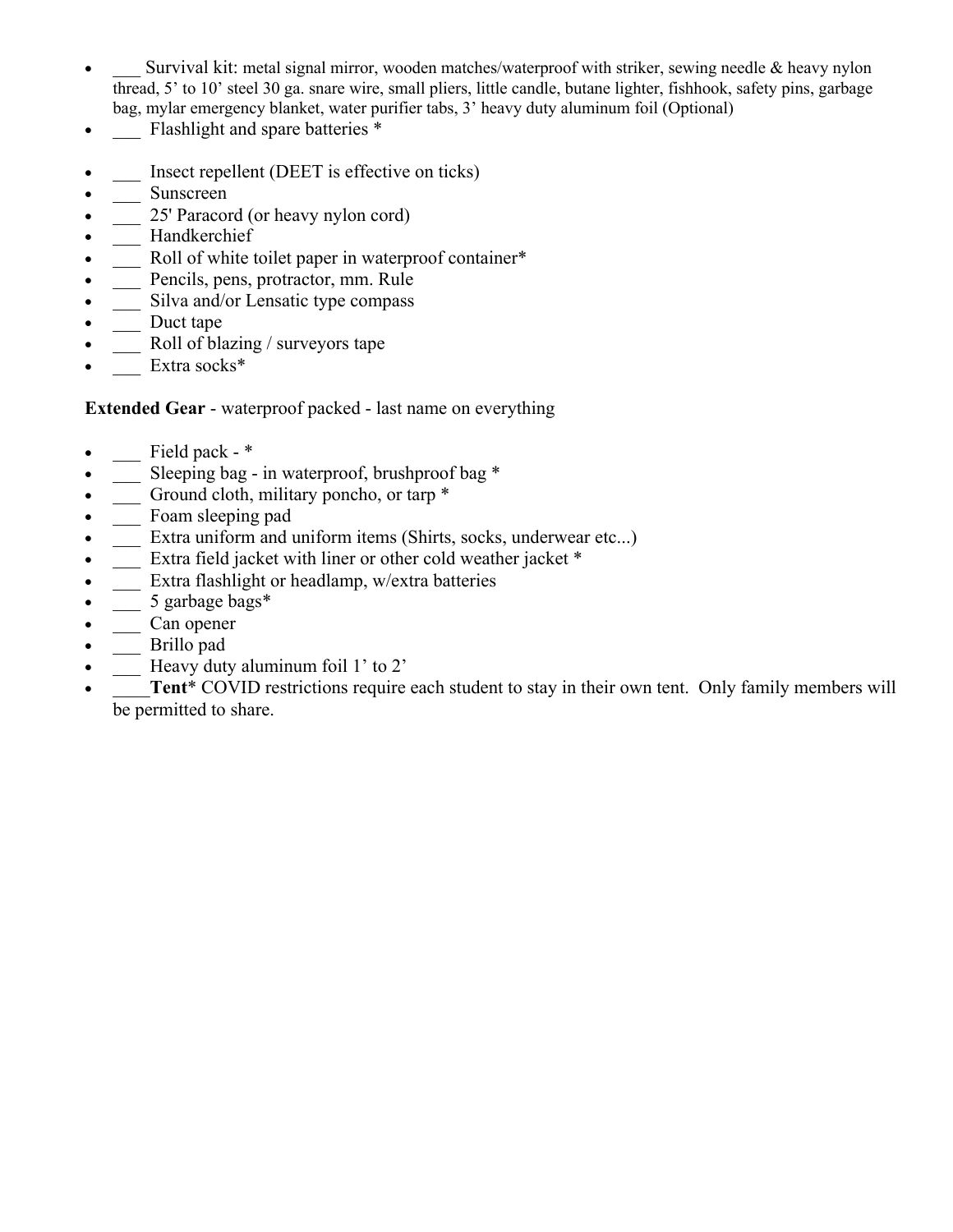- ___ Survival kit: metal signal mirror, wooden matches/waterproof with striker, sewing needle & heavy nylon thread, 5’ to 10’ steel 30 ga. snare wire, small pliers, little candle, butane lighter, fishhook, safety pins, garbage bag, mylar emergency blanket, water purifier tabs, 3’ heavy duty aluminum foil (Optional)
- ___ Flashlight and spare batteries *
- ___ Insect repellent (DEET is effective on ticks)
- ___ Sunscreen
- ___ 25' Paracord (or heavy nylon cord)
- ___ Handkerchief
- ___ Roll of white toilet paper in waterproof container*
- ___ Pencils, pens, protractor, mm. Rule
- ___ Silva and/or Lensatic type compass
- ___ Duct tape
- ___ Roll of blazing / surveyors tape
- ___ Extra socks*

**Extended Gear** - waterproof packed - last name on everything

- ___ Field pack - *
- ___ Sleeping bag - in waterproof, brushproof bag *
- ___ Ground cloth, military poncho, or tarp *
- ___ Foam sleeping pad
- ___ Extra uniform and uniform items (Shirts, socks, underwear etc...)
- ___ Extra field jacket with liner or other cold weather jacket *
- ___ Extra flashlight or headlamp, w/extra batteries
- ___ 5 garbage bags*
- ___ Can opener
- ___ Brillo pad
- ___ Heavy duty aluminum foil 1’ to 2’
- ____**Tent*** COVID restrictions require each student to stay in their own tent. Only family members will be permitted to share.